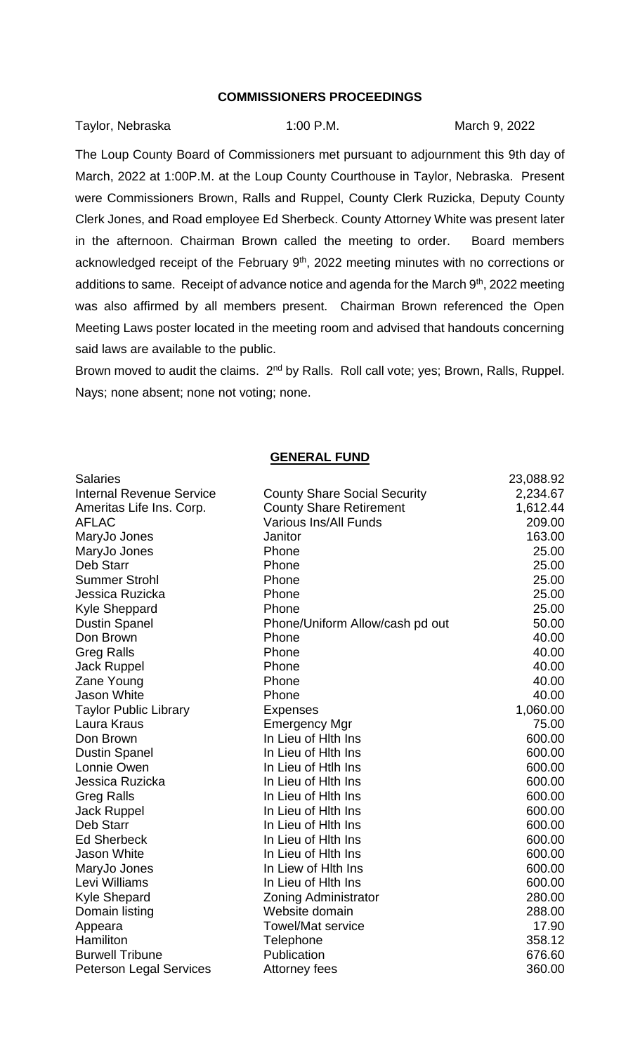## COMMISSIONERS PROCEEDINGS

Taylor, Nebraska 1:00 P.M. March 9, 2022

The Loup County Board of Commissioners met pursuant to adjournment this 9th day of March, 2022 at 1:00P.M. at the Loup County Courthouse in Taylor, Nebraska. Present were Commissioners Brown, Ralls and Ruppel, County Clerk Ruzicka, Deputy County Clerk Jones, and Road employee Ed Sherbeck. County Attorney White was present later in the afternoon. Chairman Brown called the meeting to order. Board members acknowledged receipt of the February 9th, 2022 meeting minutes with no corrections or additions to same. Receipt of advance notice and agenda for the March 9th, 2022 meeting was also affirmed by all members present. Chairman Brown referenced the Open Meeting Laws poster located in the meeting room and advised that handouts concerning said laws are available to the public.

Brown moved to audit the claims. 2nd by Ralls. Roll call vote; yes; Brown, Ralls, Ruppel. Nays; none absent; none not voting; none.

### GENERAL FUND

| | | |
|---|---|---|
| Salaries | | 23,088.92 |
| Internal Revenue Service | County Share Social Security | 2,234.67 |
| Ameritas Life Ins. Corp. | County Share Retirement | 1,612.44 |
| AFLAC | Various Ins/All Funds | 209.00 |
| MaryJo Jones | Janitor | 163.00 |
| MaryJo Jones | Phone | 25.00 |
| Deb Starr | Phone | 25.00 |
| Summer Strohl | Phone | 25.00 |
| Jessica Ruzicka | Phone | 25.00 |
| Kyle Sheppard | Phone | 25.00 |
| Dustin Spanel | Phone/Uniform Allow/cash pd out | 50.00 |
| Don Brown | Phone | 40.00 |
| Greg Ralls | Phone | 40.00 |
| Jack Ruppel | Phone | 40.00 |
| Zane Young | Phone | 40.00 |
| Jason White | Phone | 40.00 |
| Taylor Public Library | Expenses | 1,060.00 |
| Laura Kraus | Emergency Mgr | 75.00 |
| Don Brown | In Lieu of Hlth Ins | 600.00 |
| Dustin Spanel | In Lieu of Hlth Ins | 600.00 |
| Lonnie Owen | In Lieu of Htlh Ins | 600.00 |
| Jessica Ruzicka | In Lieu of Hlth Ins | 600.00 |
| Greg Ralls | In Lieu of Hlth Ins | 600.00 |
| Jack Ruppel | In Lieu of Hlth Ins | 600.00 |
| Deb Starr | In Lieu of Hlth Ins | 600.00 |
| Ed Sherbeck | In Lieu of Hlth Ins | 600.00 |
| Jason White | In Lieu of Hlth Ins | 600.00 |
| MaryJo Jones | In Liew of Hlth Ins | 600.00 |
| Levi Williams | In Lieu of Hlth Ins | 600.00 |
| Kyle Shepard | Zoning Administrator | 280.00 |
| Domain listing | Website domain | 288.00 |
| Appeara | Towel/Mat service | 17.90 |
| Hamiliton | Telephone | 358.12 |
| Burwell Tribune | Publication | 676.60 |
| Peterson Legal Services | Attorney fees | 360.00 |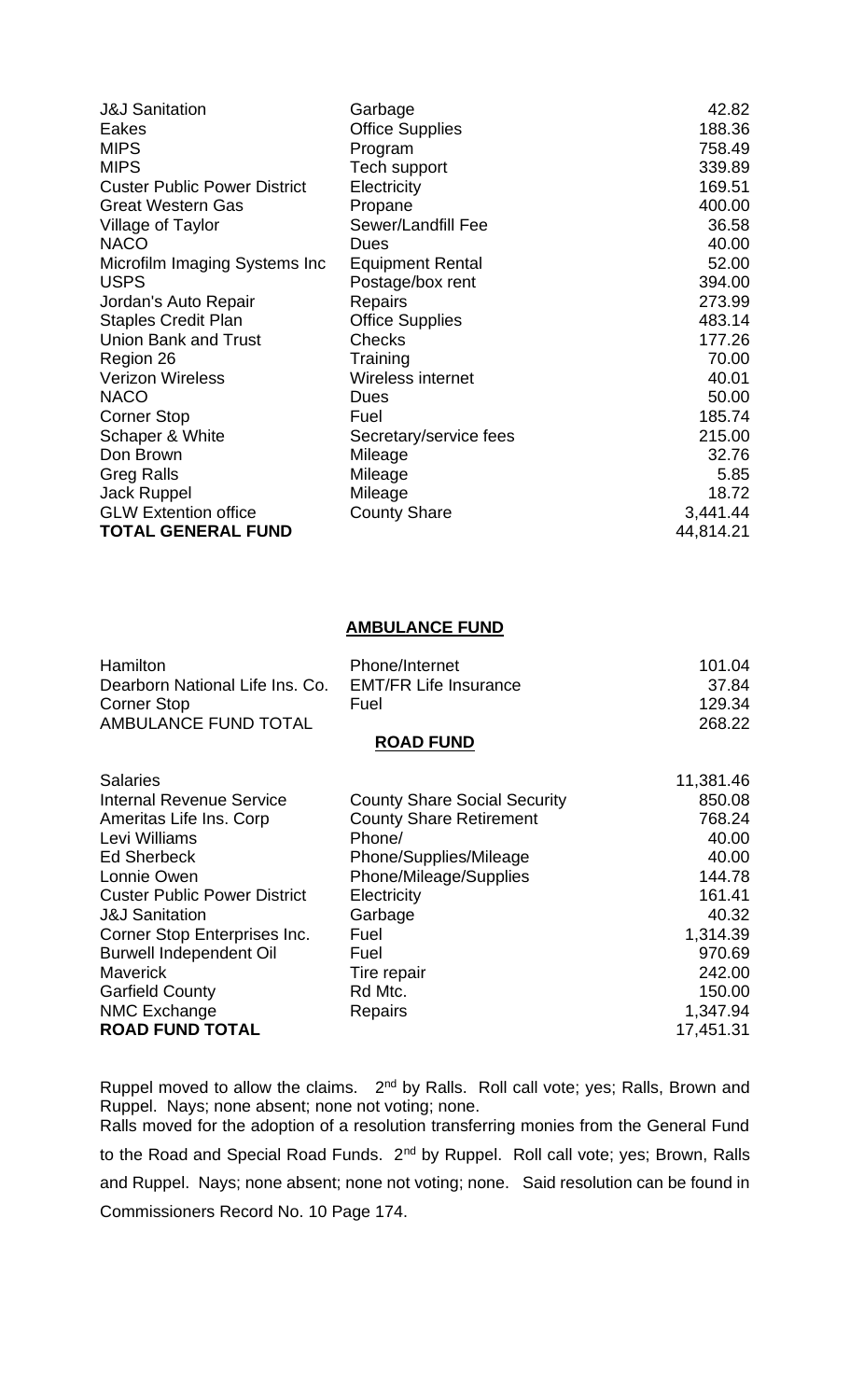| | | |
|---|---|---|
| J&J Sanitation | Garbage | 42.82 |
| Eakes | Office Supplies | 188.36 |
| MIPS | Program | 758.49 |
| MIPS | Tech support | 339.89 |
| Custer Public Power District | Electricity | 169.51 |
| Great Western Gas | Propane | 400.00 |
| Village of Taylor | Sewer/Landfill Fee | 36.58 |
| NACO | Dues | 40.00 |
| Microfilm Imaging Systems Inc | Equipment Rental | 52.00 |
| USPS | Postage/box rent | 394.00 |
| Jordan's Auto Repair | Repairs | 273.99 |
| Staples Credit Plan | Office Supplies | 483.14 |
| Union Bank and Trust | Checks | 177.26 |
| Region 26 | Training | 70.00 |
| Verizon Wireless | Wireless internet | 40.01 |
| NACO | Dues | 50.00 |
| Corner Stop | Fuel | 185.74 |
| Schaper & White | Secretary/service fees | 215.00 |
| Don Brown | Mileage | 32.76 |
| Greg Ralls | Mileage | 5.85 |
| Jack Ruppel | Mileage | 18.72 |
| GLW Extention office | County Share | 3,441.44 |
| **TOTAL GENERAL FUND** | | 44,814.21 |

**AMBULANCE FUND**

| | | |
|---|---|---|
| Hamilton | Phone/Internet | 101.04 |
| Dearborn National Life Ins. Co. | EMT/FR Life Insurance | 37.84 |
| Corner Stop | Fuel | 129.34 |
| AMBULANCE FUND TOTAL | | 268.22 |

**ROAD FUND**

| | | |
|---|---|---|
| Salaries | | 11,381.46 |
| Internal Revenue Service | County Share Social Security | 850.08 |
| Ameritas Life Ins. Corp | County Share Retirement | 768.24 |
| Levi Williams | Phone/ | 40.00 |
| Ed Sherbeck | Phone/Supplies/Mileage | 40.00 |
| Lonnie Owen | Phone/Mileage/Supplies | 144.78 |
| Custer Public Power District | Electricity | 161.41 |
| J&J Sanitation | Garbage | 40.32 |
| Corner Stop Enterprises Inc. | Fuel | 1,314.39 |
| Burwell Independent Oil | Fuel | 970.69 |
| Maverick | Tire repair | 242.00 |
| Garfield County | Rd Mtc. | 150.00 |
| NMC Exchange | Repairs | 1,347.94 |
| **ROAD FUND TOTAL** | | 17,451.31 |

Ruppel moved to allow the claims. 2nd by Ralls. Roll call vote; yes; Ralls, Brown and Ruppel. Nays; none absent; none not voting; none.

Ralls moved for the adoption of a resolution transferring monies from the General Fund to the Road and Special Road Funds. 2nd by Ruppel. Roll call vote; yes; Brown, Ralls and Ruppel. Nays; none absent; none not voting; none. Said resolution can be found in Commissioners Record No. 10 Page 174.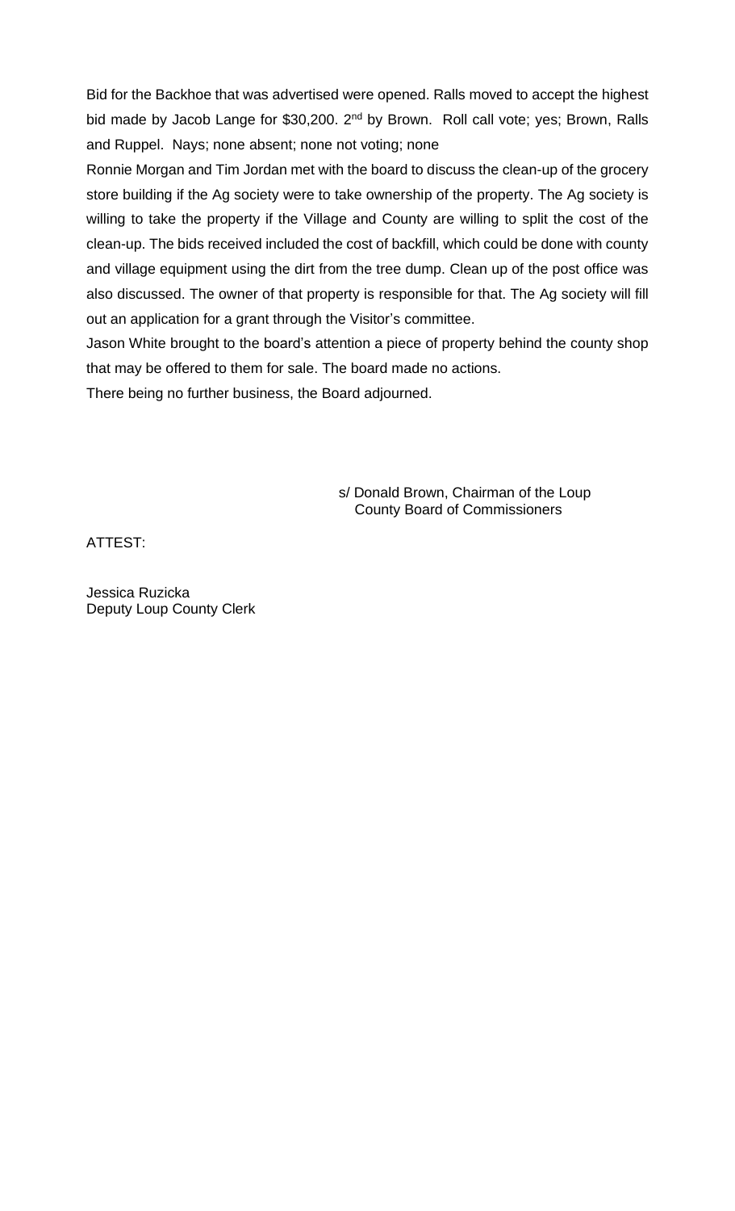Bid for the Backhoe that was advertised were opened. Ralls moved to accept the highest bid made by Jacob Lange for $30,200. 2nd by Brown. Roll call vote; yes; Brown, Ralls and Ruppel. Nays; none absent; none not voting; none

Ronnie Morgan and Tim Jordan met with the board to discuss the clean-up of the grocery store building if the Ag society were to take ownership of the property. The Ag society is willing to take the property if the Village and County are willing to split the cost of the clean-up. The bids received included the cost of backfill, which could be done with county and village equipment using the dirt from the tree dump. Clean up of the post office was also discussed. The owner of that property is responsible for that. The Ag society will fill out an application for a grant through the Visitor's committee.

Jason White brought to the board's attention a piece of property behind the county shop that may be offered to them for sale. The board made no actions.

There being no further business, the Board adjourned.

s/ Donald Brown, Chairman of the Loup
County Board of Commissioners

ATTEST:

Jessica Ruzicka
Deputy Loup County Clerk